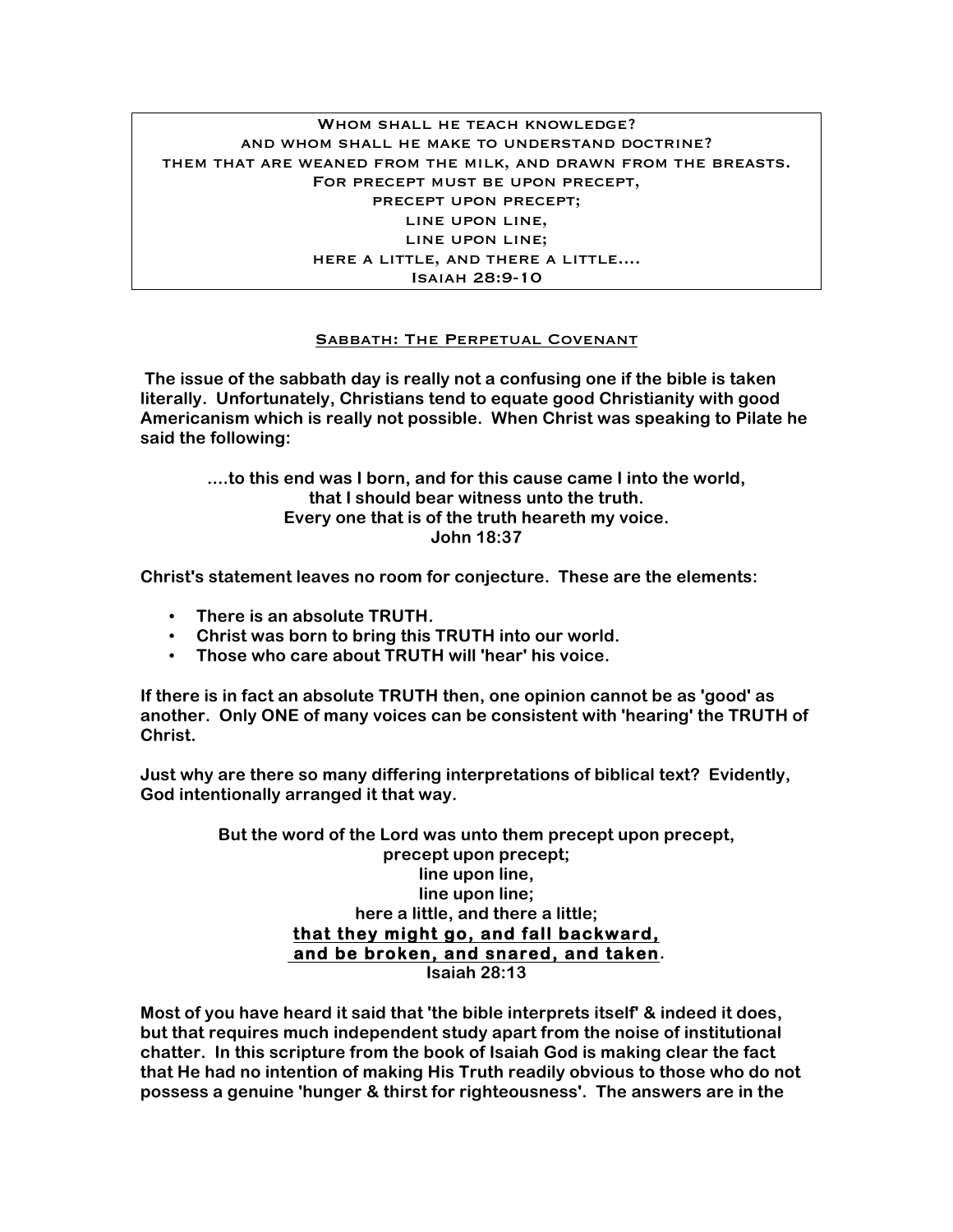Whom shall he teach knowledge?
and whom shall he make to understand doctrine?
them that are weaned from the milk, and drawn from the breasts.
For precept must be upon precept,
precept upon precept;
line upon line,
line upon line;
here a little, and there a little....
Isaiah 28:9-10

## Sabbath: The Perpetual Covenant

**The issue of the sabbath day is really not a confusing one if the bible is taken literally. Unfortunately, Christians tend to equate good Christianity with good Americanism which is really not possible. When Christ was speaking to Pilate he said the following:**

> **....to this end was I born, and for this cause came I into the world,**
> **that I should bear witness unto the truth.**
> **Every one that is of the truth heareth my voice.**
> **John 18:37**

**Christ's statement leaves no room for conjecture. These are the elements:**

- **There is an absolute TRUTH.**
- **Christ was born to bring this TRUTH into our world.**
- **Those who care about TRUTH will 'hear' his voice.**

**If there is in fact an absolute TRUTH then, one opinion cannot be as 'good' as another. Only ONE of many voices can be consistent with 'hearing' the TRUTH of Christ.**

**Just why are there so many differing interpretations of biblical text? Evidently, God intentionally arranged it that way.**

> **But the word of the Lord was unto them precept upon precept,**
> **precept upon precept;**
> **line upon line,**
> **line upon line;**
> **here a little, and there a little;**
> **<u>that they might go, and fall backward,</u>**
> **<u>and be broken, and snared, and taken</u>.**
> **Isaiah 28:13**

**Most of you have heard it said that 'the bible interprets itself' & indeed it does, but that requires much independent study apart from the noise of institutional chatter. In this scripture from the book of Isaiah God is making clear the fact that He had no intention of making His Truth readily obvious to those who do not possess a genuine 'hunger & thirst for righteousness'. The answers are in the**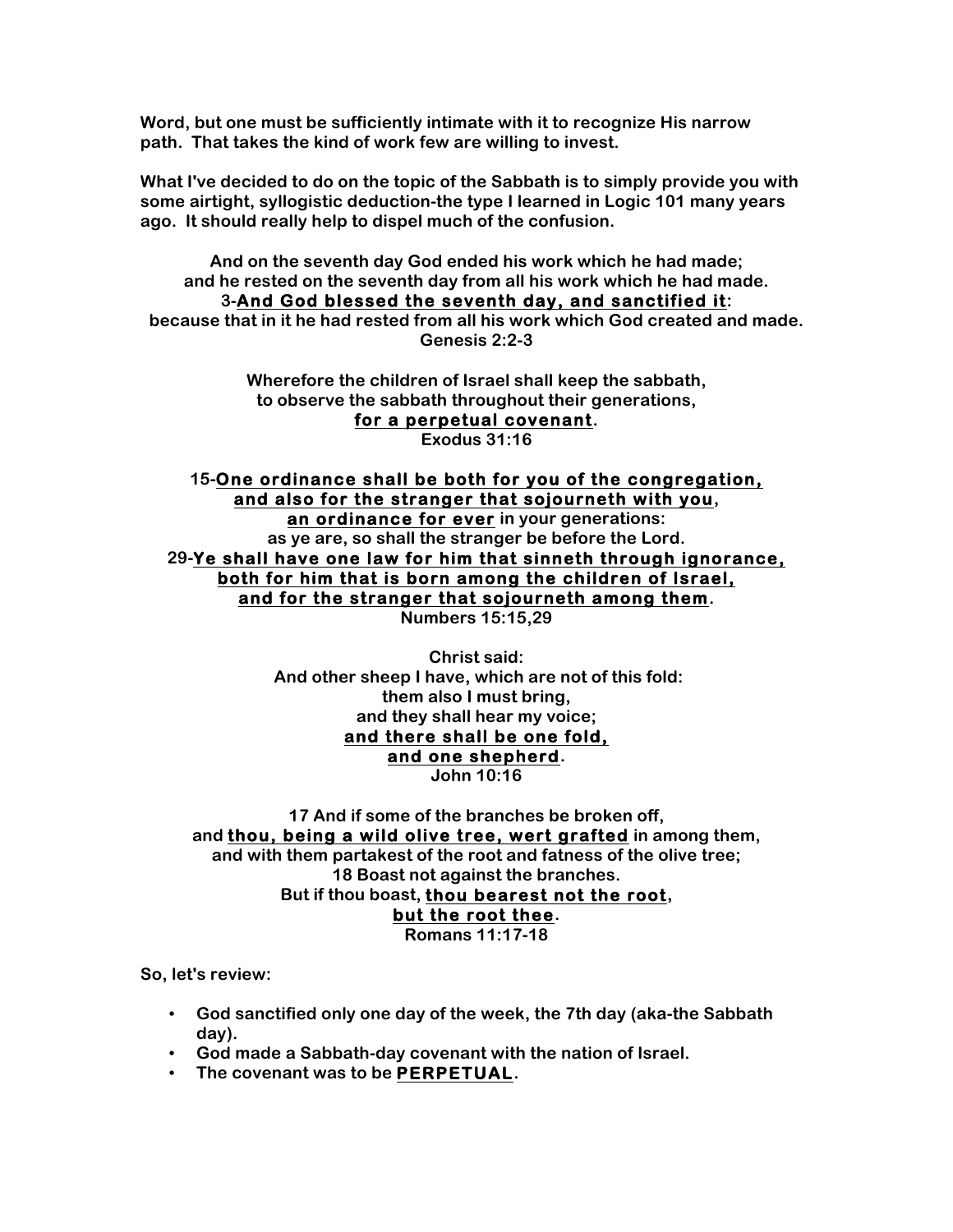**Word, but one must be sufficiently intimate with it to recognize His narrow path. That takes the kind of work few are willing to invest.**

**What I've decided to do on the topic of the Sabbath is to simply provide you with some airtight, syllogistic deduction-the type I learned in Logic 101 many years ago. It should really help to dispel much of the confusion.**

**And on the seventh day God ended his work which he had made;**
**and he rested on the seventh day from all his work which he had made.**
**3-<u>And God blessed the seventh day, and sanctified it</u>:**
**because that in it he had rested from all his work which God created and made.**
**Genesis 2:2-3**

**Wherefore the children of Israel shall keep the sabbath,**
**to observe the sabbath throughout their generations,**
**<u>for a perpetual covenant</u>.**
**Exodus 31:16**

**15-<u>One ordinance shall be both for you of the congregation,</u>**
**<u>and also for the stranger that sojourneth with you</u>,**
**<u>an ordinance for ever</u> in your generations:**
**as ye are, so shall the stranger be before the Lord.**
**29-<u>Ye shall have one law for him that sinneth through ignorance,</u>**
**<u>both for him that is born among the children of Israel,</u>**
**<u>and for the stranger that sojourneth among them</u>.**
**Numbers 15:15,29**

**Christ said:**
**And other sheep I have, which are not of this fold:**
**them also I must bring,**
**and they shall hear my voice;**
**<u>and there shall be one fold,</u>**
**<u>and one shepherd</u>.**
**John 10:16**

**17 And if some of the branches be broken off,**
**and <u>thou, being a wild olive tree, wert grafted</u> in among them,**
**and with them partakest of the root and fatness of the olive tree;**
**18 Boast not against the branches.**
**But if thou boast, <u>thou bearest not the root</u>,**
**<u>but the root thee</u>.**
**Romans 11:17-18**

**So, let's review:**

- **God sanctified only one day of the week, the 7th day (aka-the Sabbath day).**
- **God made a Sabbath-day covenant with the nation of Israel.**
- **The covenant was to be <u>PERPETUAL</u>.**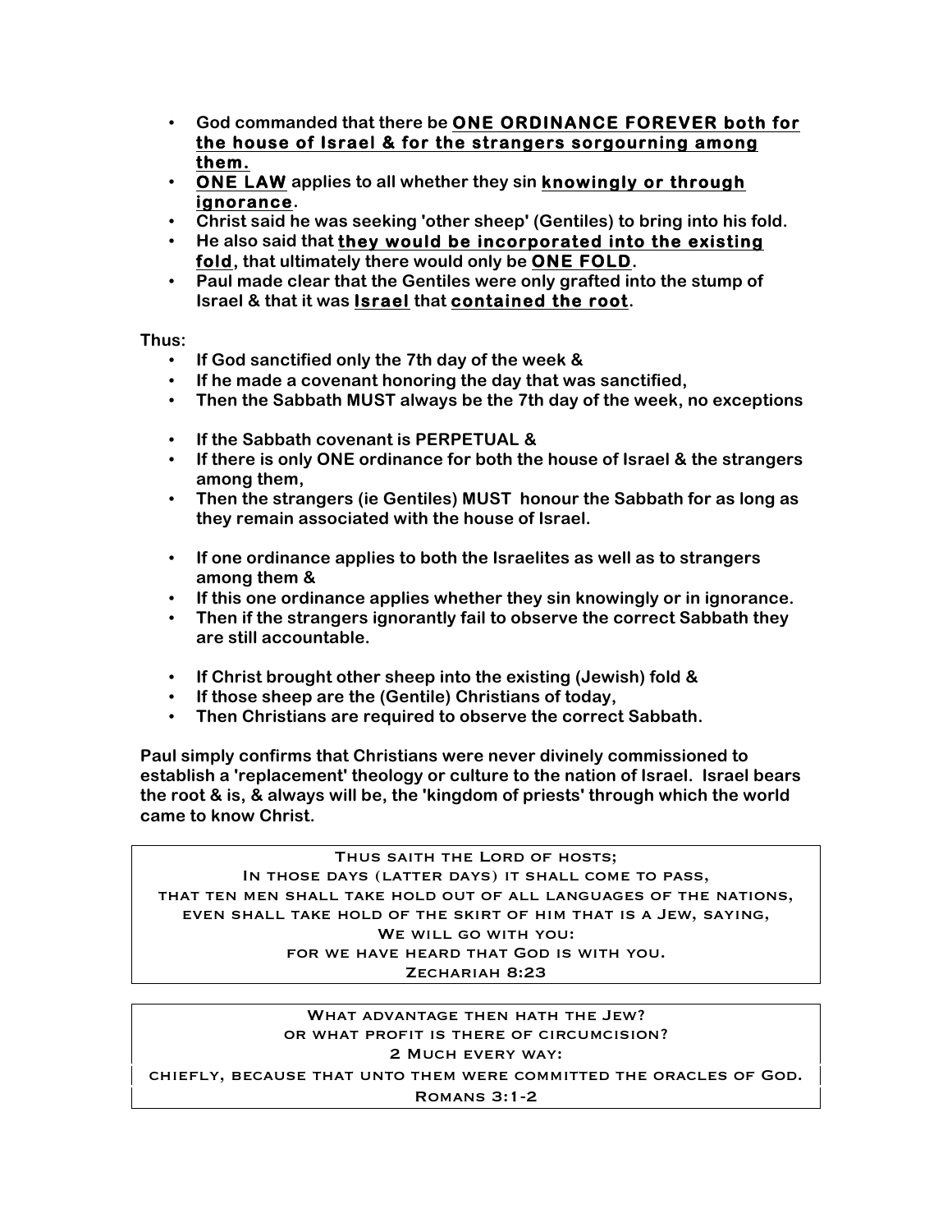- **God commanded that there be <u>ONE ORDINANCE FOREVER both for the house of Israel & for the strangers sorgourning among them.</u>**
- **<u>ONE LAW</u> applies to all whether they sin <u>knowingly or through ignorance</u>.**
- **Christ said he was seeking 'other sheep' (Gentiles) to bring into his fold.**
- **He also said that <u>they would be incorporated into the existing fold</u>, that ultimately there would only be <u>ONE FOLD</u>.**
- **Paul made clear that the Gentiles were only grafted into the stump of Israel & that it was <u>Israel</u> that <u>contained the root</u>.**

**Thus:**

- **If God sanctified only the 7th day of the week &**
- **If he made a covenant honoring the day that was sanctified,**
- **Then the Sabbath MUST always be the 7th day of the week, no exceptions**

- **If the Sabbath covenant is PERPETUAL &**
- **If there is only ONE ordinance for both the house of Israel & the strangers among them,**
- **Then the strangers (ie Gentiles) MUST honour the Sabbath for as long as they remain associated with the house of Israel.**

- **If one ordinance applies to both the Israelites as well as to strangers among them &**
- **If this one ordinance applies whether they sin knowingly or in ignorance.**
- **Then if the strangers ignorantly fail to observe the correct Sabbath they are still accountable.**

- **If Christ brought other sheep into the existing (Jewish) fold &**
- **If those sheep are the (Gentile) Christians of today,**
- **Then Christians are required to observe the correct Sabbath.**

**Paul simply confirms that Christians were never divinely commissioned to establish a 'replacement' theology or culture to the nation of Israel. Israel bears the root & is, & always will be, the 'kingdom of priests' through which the world came to know Christ.**

> THUS SAITH THE LORD OF HOSTS;
> IN THOSE DAYS (LATTER DAYS) IT SHALL COME TO PASS,
> THAT TEN MEN SHALL TAKE HOLD OUT OF ALL LANGUAGES OF THE NATIONS,
> EVEN SHALL TAKE HOLD OF THE SKIRT OF HIM THAT IS A JEW, SAYING,
> WE WILL GO WITH YOU:
> FOR WE HAVE HEARD THAT GOD IS WITH YOU.
> ZECHARIAH 8:23

> WHAT ADVANTAGE THEN HATH THE JEW?
> OR WHAT PROFIT IS THERE OF CIRCUMCISION?
> 2 MUCH EVERY WAY:
> CHIEFLY, BECAUSE THAT UNTO THEM WERE COMMITTED THE ORACLES OF GOD.
> ROMANS 3:1-2